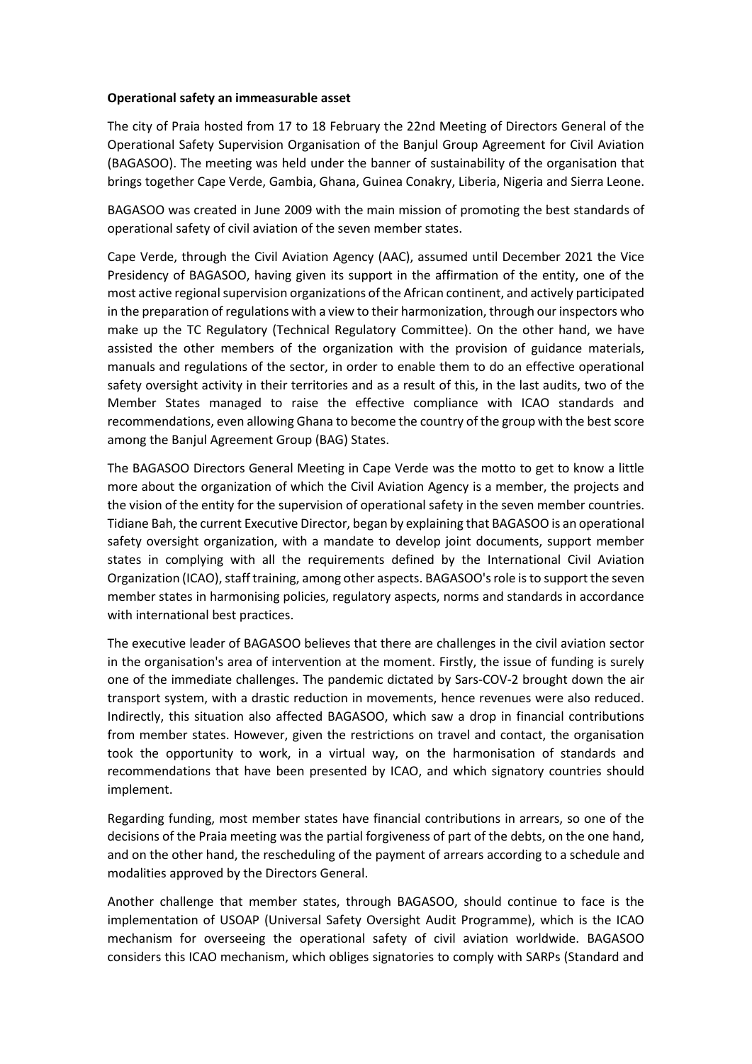**Operational safety an immeasurable asset**

The city of Praia hosted from 17 to 18 February the 22nd Meeting of Directors General of the Operational Safety Supervision Organisation of the Banjul Group Agreement for Civil Aviation (BAGASOO). The meeting was held under the banner of sustainability of the organisation that brings together Cape Verde, Gambia, Ghana, Guinea Conakry, Liberia, Nigeria and Sierra Leone.

BAGASOO was created in June 2009 with the main mission of promoting the best standards of operational safety of civil aviation of the seven member states.

Cape Verde, through the Civil Aviation Agency (AAC), assumed until December 2021 the Vice Presidency of BAGASOO, having given its support in the affirmation of the entity, one of the most active regional supervision organizations of the African continent, and actively participated in the preparation of regulations with a view to their harmonization, through our inspectors who make up the TC Regulatory (Technical Regulatory Committee). On the other hand, we have assisted the other members of the organization with the provision of guidance materials, manuals and regulations of the sector, in order to enable them to do an effective operational safety oversight activity in their territories and as a result of this, in the last audits, two of the Member States managed to raise the effective compliance with ICAO standards and recommendations, even allowing Ghana to become the country of the group with the best score among the Banjul Agreement Group (BAG) States.

The BAGASOO Directors General Meeting in Cape Verde was the motto to get to know a little more about the organization of which the Civil Aviation Agency is a member, the projects and the vision of the entity for the supervision of operational safety in the seven member countries. Tidiane Bah, the current Executive Director, began by explaining that BAGASOO is an operational safety oversight organization, with a mandate to develop joint documents, support member states in complying with all the requirements defined by the International Civil Aviation Organization (ICAO), staff training, among other aspects. BAGASOO's role is to support the seven member states in harmonising policies, regulatory aspects, norms and standards in accordance with international best practices.

The executive leader of BAGASOO believes that there are challenges in the civil aviation sector in the organisation's area of intervention at the moment. Firstly, the issue of funding is surely one of the immediate challenges. The pandemic dictated by Sars-COV-2 brought down the air transport system, with a drastic reduction in movements, hence revenues were also reduced. Indirectly, this situation also affected BAGASOO, which saw a drop in financial contributions from member states. However, given the restrictions on travel and contact, the organisation took the opportunity to work, in a virtual way, on the harmonisation of standards and recommendations that have been presented by ICAO, and which signatory countries should implement.

Regarding funding, most member states have financial contributions in arrears, so one of the decisions of the Praia meeting was the partial forgiveness of part of the debts, on the one hand, and on the other hand, the rescheduling of the payment of arrears according to a schedule and modalities approved by the Directors General.

Another challenge that member states, through BAGASOO, should continue to face is the implementation of USOAP (Universal Safety Oversight Audit Programme), which is the ICAO mechanism for overseeing the operational safety of civil aviation worldwide. BAGASOO considers this ICAO mechanism, which obliges signatories to comply with SARPs (Standard and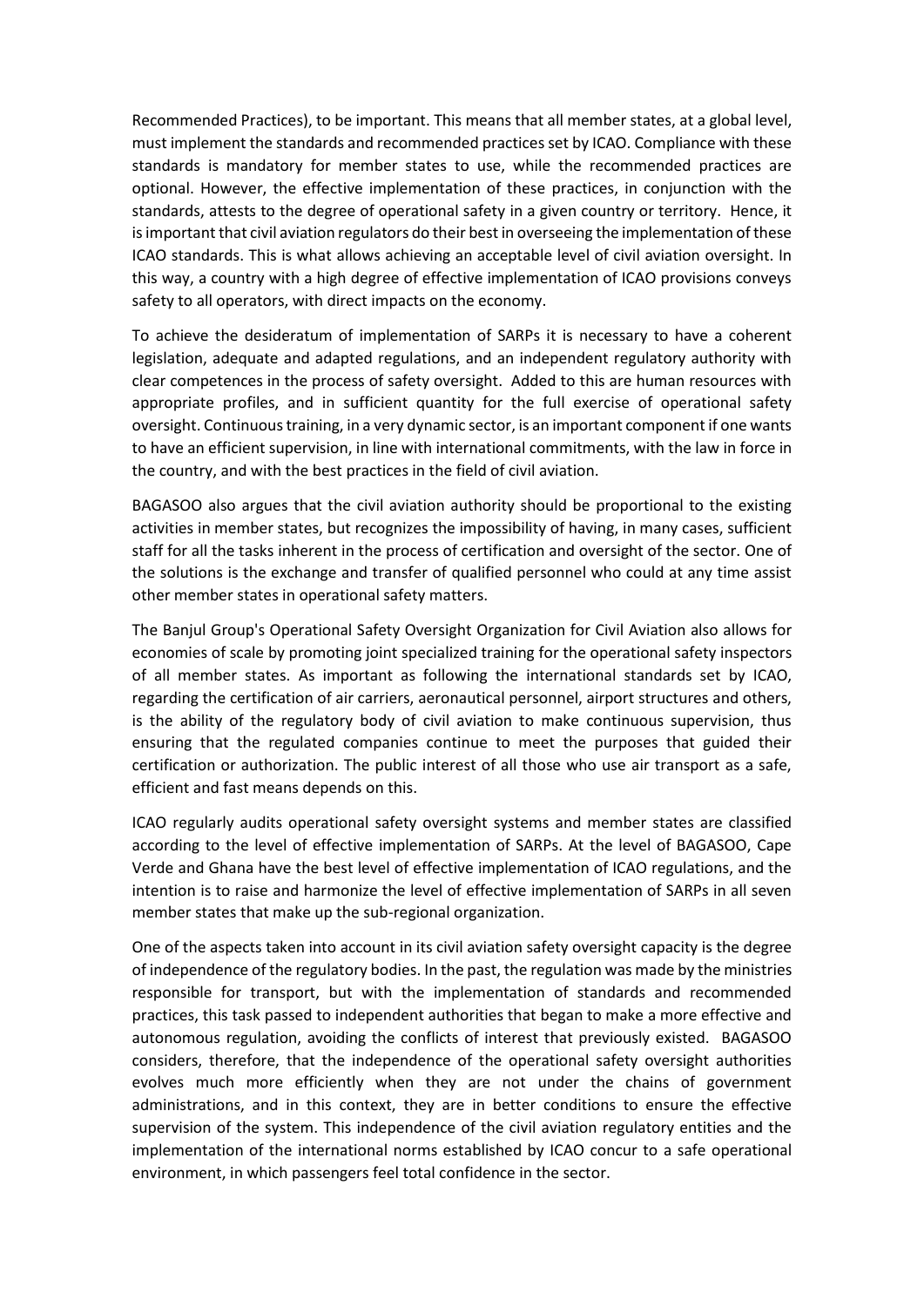Recommended Practices), to be important. This means that all member states, at a global level, must implement the standards and recommended practices set by ICAO. Compliance with these standards is mandatory for member states to use, while the recommended practices are optional. However, the effective implementation of these practices, in conjunction with the standards, attests to the degree of operational safety in a given country or territory. Hence, it is important that civil aviation regulators do their best in overseeing the implementation of these ICAO standards. This is what allows achieving an acceptable level of civil aviation oversight. In this way, a country with a high degree of effective implementation of ICAO provisions conveys safety to all operators, with direct impacts on the economy.

To achieve the desideratum of implementation of SARPs it is necessary to have a coherent legislation, adequate and adapted regulations, and an independent regulatory authority with clear competences in the process of safety oversight. Added to this are human resources with appropriate profiles, and in sufficient quantity for the full exercise of operational safety oversight. Continuous training, in a very dynamic sector, is an important component if one wants to have an efficient supervision, in line with international commitments, with the law in force in the country, and with the best practices in the field of civil aviation.

BAGASOO also argues that the civil aviation authority should be proportional to the existing activities in member states, but recognizes the impossibility of having, in many cases, sufficient staff for all the tasks inherent in the process of certification and oversight of the sector. One of the solutions is the exchange and transfer of qualified personnel who could at any time assist other member states in operational safety matters.

The Banjul Group's Operational Safety Oversight Organization for Civil Aviation also allows for economies of scale by promoting joint specialized training for the operational safety inspectors of all member states. As important as following the international standards set by ICAO, regarding the certification of air carriers, aeronautical personnel, airport structures and others, is the ability of the regulatory body of civil aviation to make continuous supervision, thus ensuring that the regulated companies continue to meet the purposes that guided their certification or authorization. The public interest of all those who use air transport as a safe, efficient and fast means depends on this.

ICAO regularly audits operational safety oversight systems and member states are classified according to the level of effective implementation of SARPs. At the level of BAGASOO, Cape Verde and Ghana have the best level of effective implementation of ICAO regulations, and the intention is to raise and harmonize the level of effective implementation of SARPs in all seven member states that make up the sub-regional organization.

One of the aspects taken into account in its civil aviation safety oversight capacity is the degree of independence of the regulatory bodies. In the past, the regulation was made by the ministries responsible for transport, but with the implementation of standards and recommended practices, this task passed to independent authorities that began to make a more effective and autonomous regulation, avoiding the conflicts of interest that previously existed. BAGASOO considers, therefore, that the independence of the operational safety oversight authorities evolves much more efficiently when they are not under the chains of government administrations, and in this context, they are in better conditions to ensure the effective supervision of the system. This independence of the civil aviation regulatory entities and the implementation of the international norms established by ICAO concur to a safe operational environment, in which passengers feel total confidence in the sector.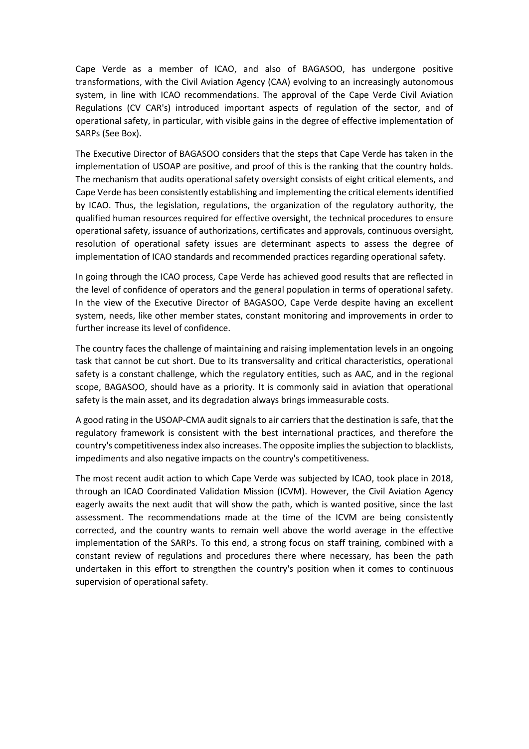Cape Verde as a member of ICAO, and also of BAGASOO, has undergone positive transformations, with the Civil Aviation Agency (CAA) evolving to an increasingly autonomous system, in line with ICAO recommendations. The approval of the Cape Verde Civil Aviation Regulations (CV CAR's) introduced important aspects of regulation of the sector, and of operational safety, in particular, with visible gains in the degree of effective implementation of SARPs (See Box).

The Executive Director of BAGASOO considers that the steps that Cape Verde has taken in the implementation of USOAP are positive, and proof of this is the ranking that the country holds. The mechanism that audits operational safety oversight consists of eight critical elements, and Cape Verde has been consistently establishing and implementing the critical elements identified by ICAO. Thus, the legislation, regulations, the organization of the regulatory authority, the qualified human resources required for effective oversight, the technical procedures to ensure operational safety, issuance of authorizations, certificates and approvals, continuous oversight, resolution of operational safety issues are determinant aspects to assess the degree of implementation of ICAO standards and recommended practices regarding operational safety.

In going through the ICAO process, Cape Verde has achieved good results that are reflected in the level of confidence of operators and the general population in terms of operational safety. In the view of the Executive Director of BAGASOO, Cape Verde despite having an excellent system, needs, like other member states, constant monitoring and improvements in order to further increase its level of confidence.

The country faces the challenge of maintaining and raising implementation levels in an ongoing task that cannot be cut short. Due to its transversality and critical characteristics, operational safety is a constant challenge, which the regulatory entities, such as AAC, and in the regional scope, BAGASOO, should have as a priority. It is commonly said in aviation that operational safety is the main asset, and its degradation always brings immeasurable costs.

A good rating in the USOAP-CMA audit signals to air carriers that the destination is safe, that the regulatory framework is consistent with the best international practices, and therefore the country's competitiveness index also increases. The opposite implies the subjection to blacklists, impediments and also negative impacts on the country's competitiveness.

The most recent audit action to which Cape Verde was subjected by ICAO, took place in 2018, through an ICAO Coordinated Validation Mission (ICVM). However, the Civil Aviation Agency eagerly awaits the next audit that will show the path, which is wanted positive, since the last assessment. The recommendations made at the time of the ICVM are being consistently corrected, and the country wants to remain well above the world average in the effective implementation of the SARPs. To this end, a strong focus on staff training, combined with a constant review of regulations and procedures there where necessary, has been the path undertaken in this effort to strengthen the country's position when it comes to continuous supervision of operational safety.